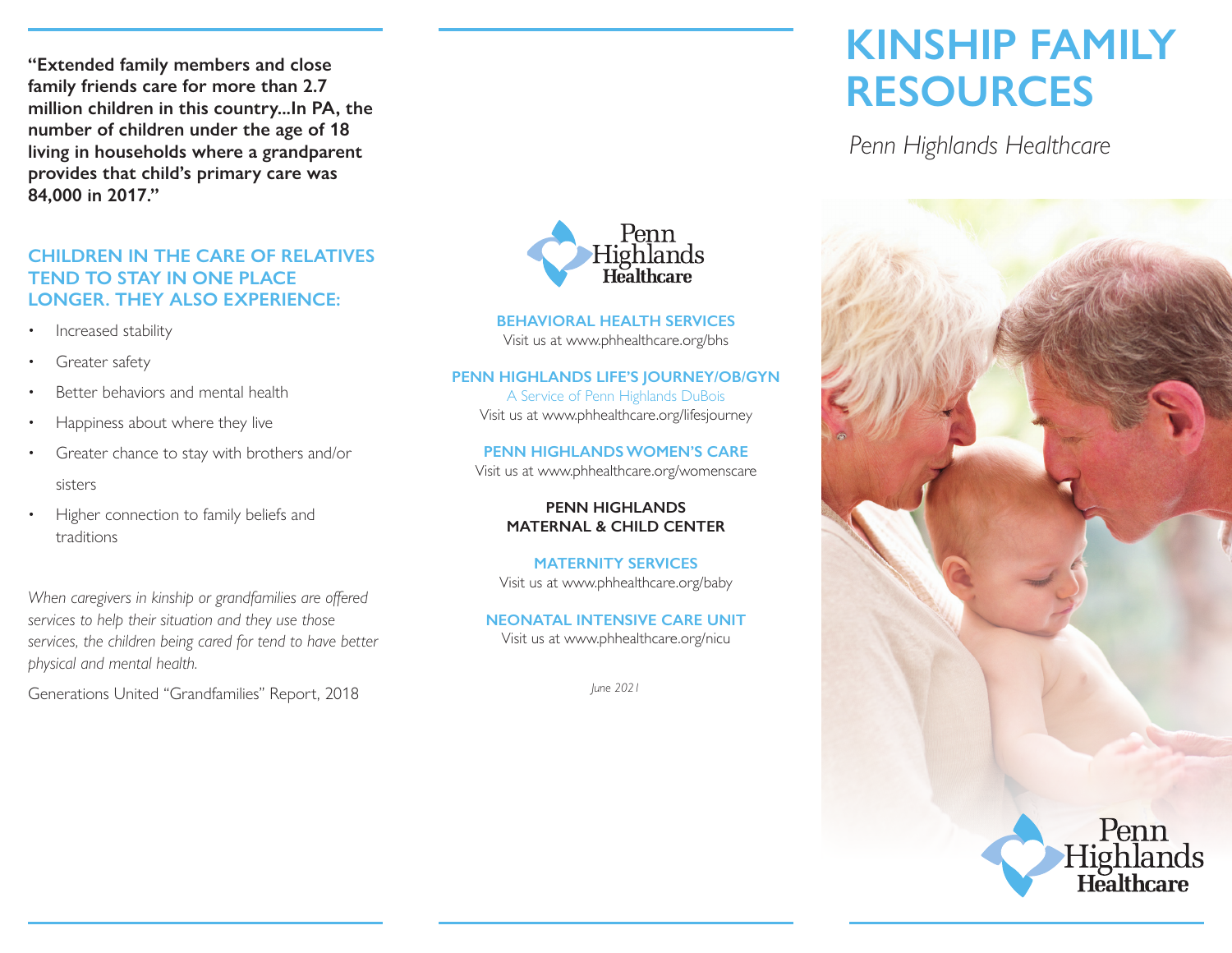"**Extended family members and close family friends care for more than 2.7 million children in this country...In PA, the number of children under the age of 18 living in households where a grandparent provides that child's primary care was 84,000 in 2017.**"

## CHILDREN IN THE CARE OF RELATIVES TEND TO STAY IN ONE PLACE LONGER. THEY ALSO EXPERIENCE:

- Increased stability
- Greater safety
- Better behaviors and mental health
- Happiness about where they live
- Greater chance to stay with brothers and/or sisters
- Higher connection to family beliefs and traditions

*When caregivers in kinship or grandfamilies are offered services to help their situation and they use those services, the children being cared for tend to have better physical and mental health.*

Generations United "Grandfamilies" Report, 2018

Penn Highlands Healthcare

**BEHAVIORAL HEALTH SERVICES**
Visit us at www.phhealthcare.org/bhs

**PENN HIGHLANDS LIFE'S JOURNEY/OB/GYN**
A Service of Penn Highlands DuBois
Visit us at www.phhealthcare.org/lifesjourney

**PENN HIGHLANDS WOMEN'S CARE**
Visit us at www.phhealthcare.org/womenscare

**PENN HIGHLANDS MATERNAL & CHILD CENTER**

**MATERNITY SERVICES**
Visit us at www.phhealthcare.org/baby

**NEONATAL INTENSIVE CARE UNIT**
Visit us at www.phhealthcare.org/nicu

*June 2021*

# KINSHIP FAMILY RESOURCES

*Penn Highlands Healthcare*

Penn Highlands Healthcare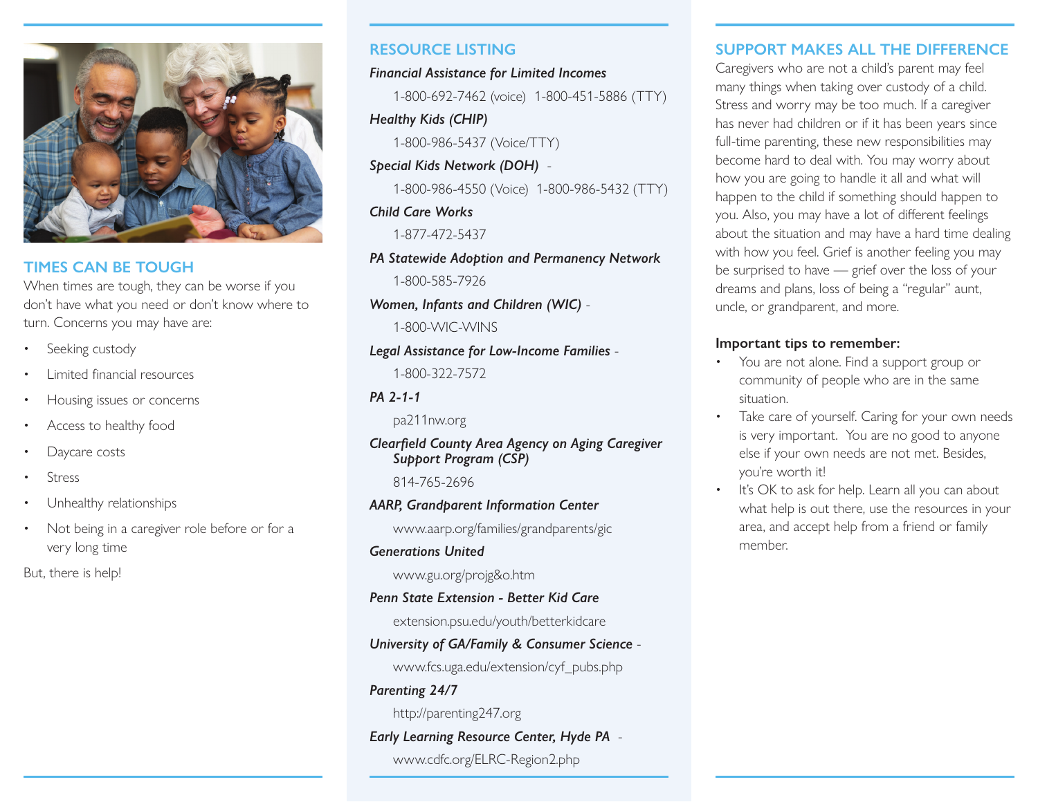## TIMES CAN BE TOUGH

When times are tough, they can be worse if you don't have what you need or don't know where to turn. Concerns you may have are:

- Seeking custody
- Limited financial resources
- Housing issues or concerns
- Access to healthy food
- Daycare costs
- Stress
- Unhealthy relationships
- Not being in a caregiver role before or for a very long time

But, there is help!

## RESOURCE LISTING

***Financial Assistance for Limited Incomes***

1-800-692-7462 (voice) 1-800-451-5886 (TTY)

***Healthy Kids (CHIP)***

1-800-986-5437 (Voice/TTY)

***Special Kids Network (DOH)*** -

1-800-986-4550 (Voice) 1-800-986-5432 (TTY)

***Child Care Works***

1-877-472-5437

***PA Statewide Adoption and Permanency Network***

1-800-585-7926

***Women, Infants and Children (WIC)*** -

1-800-WIC-WINS

***Legal Assistance for Low-Income Families*** -

1-800-322-7572

***PA 2-1-1***

pa211nw.org

***Clearfield County Area Agency on Aging Caregiver Support Program (CSP)***

814-765-2696

***AARP, Grandparent Information Center***

www.aarp.org/families/grandparents/gic

***Generations United***

www.gu.org/projg&o.htm

***Penn State Extension - Better Kid Care***

extension.psu.edu/youth/betterkidcare

***University of GA/Family & Consumer Science*** -

www.fcs.uga.edu/extension/cyf_pubs.php

***Parenting 24/7***

http://parenting247.org

***Early Learning Resource Center, Hyde PA*** -

www.cdfc.org/ELRC-Region2.php

## SUPPORT MAKES ALL THE DIFFERENCE

Caregivers who are not a child's parent may feel many things when taking over custody of a child. Stress and worry may be too much. If a caregiver has never had children or if it has been years since full-time parenting, these new responsibilities may become hard to deal with. You may worry about how you are going to handle it all and what will happen to the child if something should happen to you. Also, you may have a lot of different feelings about the situation and may have a hard time dealing with how you feel. Grief is another feeling you may be surprised to have — grief over the loss of your dreams and plans, loss of being a "regular" aunt, uncle, or grandparent, and more.

**Important tips to remember:**

- You are not alone. Find a support group or community of people who are in the same situation.
- Take care of yourself. Caring for your own needs is very important. You are no good to anyone else if your own needs are not met. Besides, you're worth it!
- It's OK to ask for help. Learn all you can about what help is out there, use the resources in your area, and accept help from a friend or family member.